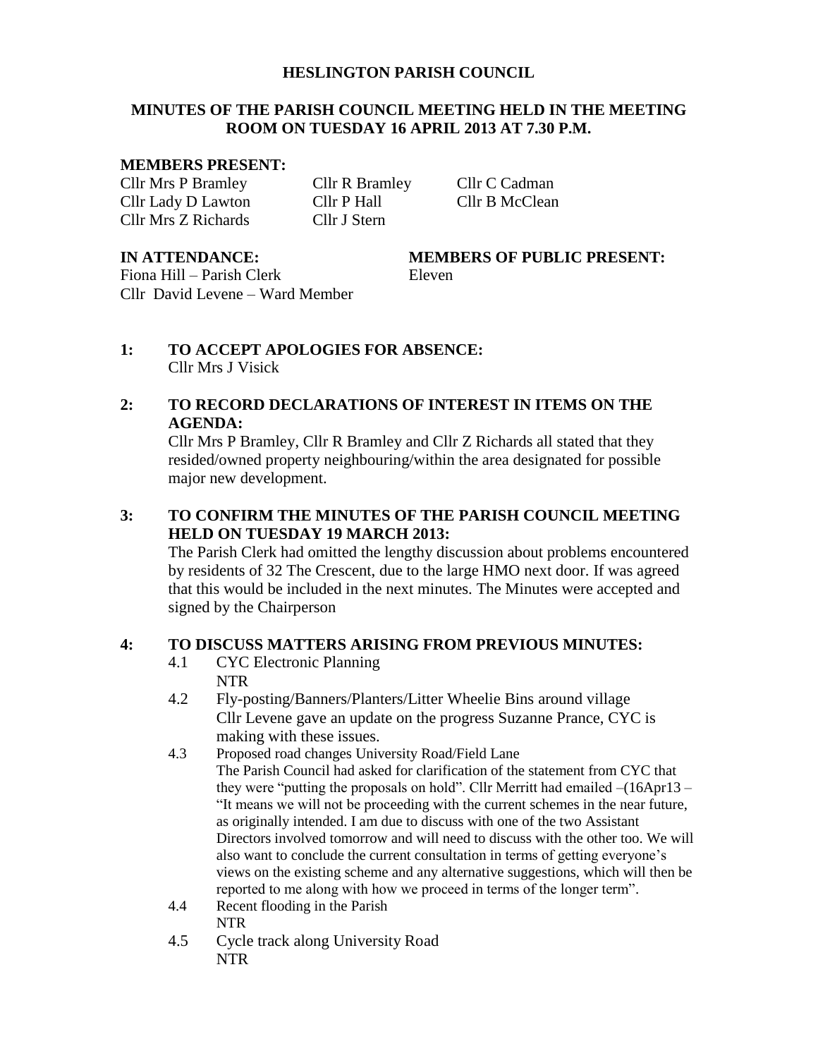# HESLINGTON PARISH COUNCIL

## MINUTES OF THE PARISH COUNCIL MEETING HELD IN THE MEETING ROOM ON TUESDAY 16 APRIL 2013 AT 7.30 P.M.

**MEMBERS PRESENT:**

Cllr Mrs P Bramley
Cllr R Bramley
Cllr C Cadman
Cllr Lady D Lawton
Cllr P Hall
Cllr B McClean
Cllr Mrs Z Richards
Cllr J Stern

**IN ATTENDANCE:**

Fiona Hill – Parish Clerk
Cllr David Levene – Ward Member

**MEMBERS OF PUBLIC PRESENT:**

Eleven

**1: TO ACCEPT APOLOGIES FOR ABSENCE:**

Cllr Mrs J Visick

**2: TO RECORD DECLARATIONS OF INTEREST IN ITEMS ON THE AGENDA:**

Cllr Mrs P Bramley, Cllr R Bramley and Cllr Z Richards all stated that they resided/owned property neighbouring/within the area designated for possible major new development.

**3: TO CONFIRM THE MINUTES OF THE PARISH COUNCIL MEETING HELD ON TUESDAY 19 MARCH 2013:**

The Parish Clerk had omitted the lengthy discussion about problems encountered by residents of 32 The Crescent, due to the large HMO next door. If was agreed that this would be included in the next minutes. The Minutes were accepted and signed by the Chairperson

**4: TO DISCUSS MATTERS ARISING FROM PREVIOUS MINUTES:**

4.1 CYC Electronic Planning
NTR

4.2 Fly-posting/Banners/Planters/Litter Wheelie Bins around village
Cllr Levene gave an update on the progress Suzanne Prance, CYC is making with these issues.

4.3 Proposed road changes University Road/Field Lane
The Parish Council had asked for clarification of the statement from CYC that they were "putting the proposals on hold". Cllr Merritt had emailed –(16Apr13 – "It means we will not be proceeding with the current schemes in the near future, as originally intended. I am due to discuss with one of the two Assistant Directors involved tomorrow and will need to discuss with the other too. We will also want to conclude the current consultation in terms of getting everyone's views on the existing scheme and any alternative suggestions, which will then be reported to me along with how we proceed in terms of the longer term".

4.4 Recent flooding in the Parish
NTR

4.5 Cycle track along University Road
NTR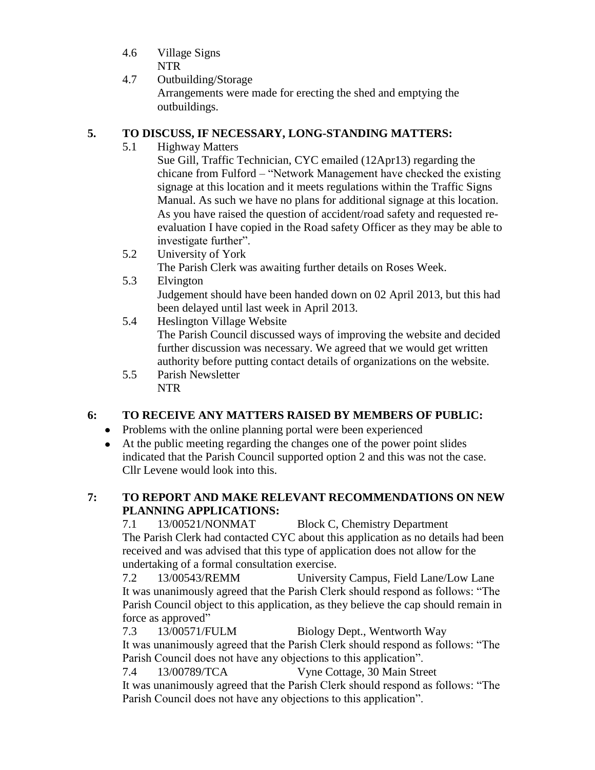4.6 Village Signs
NTR

4.7 Outbuilding/Storage
Arrangements were made for erecting the shed and emptying the outbuildings.

## 5. TO DISCUSS, IF NECESSARY, LONG-STANDING MATTERS:

5.1 Highway Matters
Sue Gill, Traffic Technician, CYC emailed (12Apr13) regarding the chicane from Fulford – "Network Management have checked the existing signage at this location and it meets regulations within the Traffic Signs Manual. As such we have no plans for additional signage at this location. As you have raised the question of accident/road safety and requested re-evaluation I have copied in the Road safety Officer as they may be able to investigate further".

5.2 University of York
The Parish Clerk was awaiting further details on Roses Week.

5.3 Elvington
Judgement should have been handed down on 02 April 2013, but this had been delayed until last week in April 2013.

5.4 Heslington Village Website
The Parish Council discussed ways of improving the website and decided further discussion was necessary. We agreed that we would get written authority before putting contact details of organizations on the website.

5.5 Parish Newsletter
NTR

## 6: TO RECEIVE ANY MATTERS RAISED BY MEMBERS OF PUBLIC:

- Problems with the online planning portal were been experienced
- At the public meeting regarding the changes one of the power point slides indicated that the Parish Council supported option 2 and this was not the case. Cllr Levene would look into this.

## 7: TO REPORT AND MAKE RELEVANT RECOMMENDATIONS ON NEW PLANNING APPLICATIONS:

7.1 13/00521/NONMAT Block C, Chemistry Department
The Parish Clerk had contacted CYC about this application as no details had been received and was advised that this type of application does not allow for the undertaking of a formal consultation exercise.

7.2 13/00543/REMM University Campus, Field Lane/Low Lane
It was unanimously agreed that the Parish Clerk should respond as follows: "The Parish Council object to this application, as they believe the cap should remain in force as approved"

7.3 13/00571/FULM Biology Dept., Wentworth Way
It was unanimously agreed that the Parish Clerk should respond as follows: "The Parish Council does not have any objections to this application".

7.4 13/00789/TCA Vyne Cottage, 30 Main Street
It was unanimously agreed that the Parish Clerk should respond as follows: "The Parish Council does not have any objections to this application".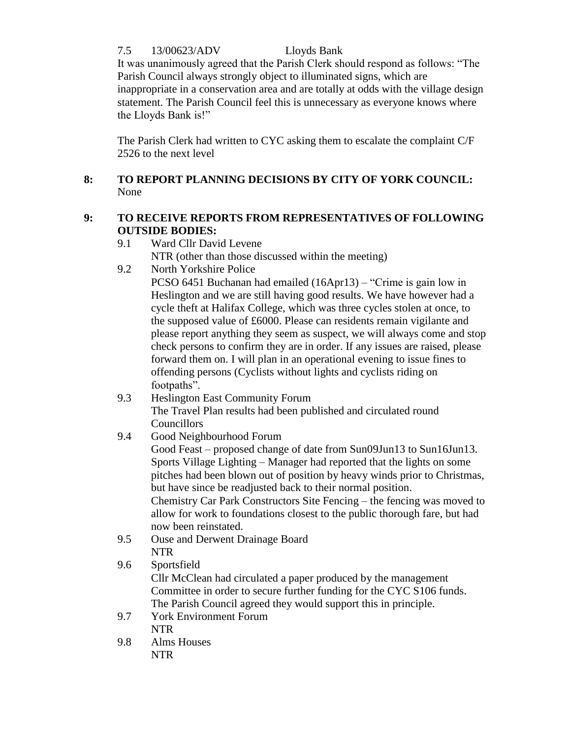7.5 13/00623/ADV Lloyds Bank

It was unanimously agreed that the Parish Clerk should respond as follows: "The Parish Council always strongly object to illuminated signs, which are inappropriate in a conservation area and are totally at odds with the village design statement. The Parish Council feel this is unnecessary as everyone knows where the Lloyds Bank is!"

The Parish Clerk had written to CYC asking them to escalate the complaint C/F 2526 to the next level

**8: TO REPORT PLANNING DECISIONS BY CITY OF YORK COUNCIL:**

None

**9: TO RECEIVE REPORTS FROM REPRESENTATIVES OF FOLLOWING OUTSIDE BODIES:**

9.1 Ward Cllr David Levene

NTR (other than those discussed within the meeting)

9.2 North Yorkshire Police

PCSO 6451 Buchanan had emailed (16Apr13) – "Crime is gain low in Heslington and we are still having good results. We have however had a cycle theft at Halifax College, which was three cycles stolen at once, to the supposed value of £6000. Please can residents remain vigilante and please report anything they seem as suspect, we will always come and stop check persons to confirm they are in order. If any issues are raised, please forward them on. I will plan in an operational evening to issue fines to offending persons (Cyclists without lights and cyclists riding on footpaths".

9.3 Heslington East Community Forum

The Travel Plan results had been published and circulated round Councillors

9.4 Good Neighbourhood Forum

Good Feast – proposed change of date from Sun09Jun13 to Sun16Jun13.
Sports Village Lighting – Manager had reported that the lights on some pitches had been blown out of position by heavy winds prior to Christmas, but have since be readjusted back to their normal position.
Chemistry Car Park Constructors Site Fencing – the fencing was moved to allow for work to foundations closest to the public thorough fare, but had now been reinstated.

9.5 Ouse and Derwent Drainage Board

NTR

9.6 Sportsfield

Cllr McClean had circulated a paper produced by the management Committee in order to secure further funding for the CYC S106 funds. The Parish Council agreed they would support this in principle.

9.7 York Environment Forum

NTR

9.8 Alms Houses

NTR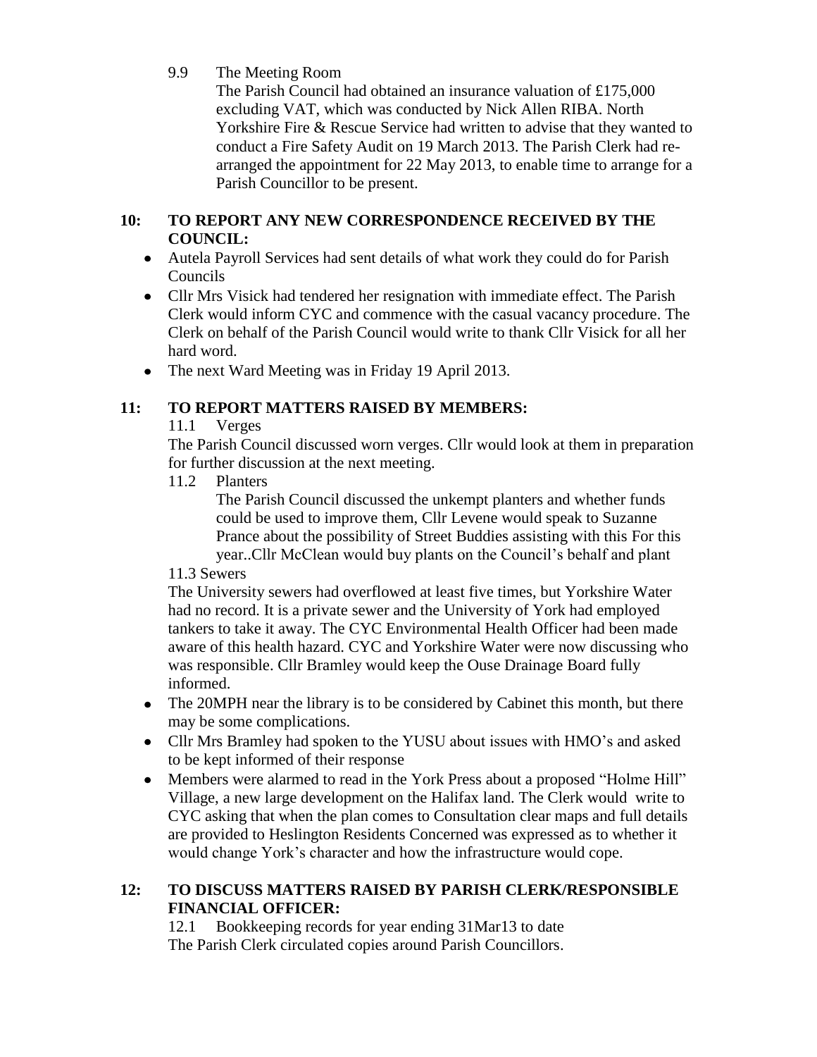9.9 The Meeting Room

The Parish Council had obtained an insurance valuation of £175,000 excluding VAT, which was conducted by Nick Allen RIBA. North Yorkshire Fire & Rescue Service had written to advise that they wanted to conduct a Fire Safety Audit on 19 March 2013. The Parish Clerk had re-arranged the appointment for 22 May 2013, to enable time to arrange for a Parish Councillor to be present.

## 10: TO REPORT ANY NEW CORRESPONDENCE RECEIVED BY THE COUNCIL:

- Autela Payroll Services had sent details of what work they could do for Parish Councils
- Cllr Mrs Visick had tendered her resignation with immediate effect. The Parish Clerk would inform CYC and commence with the casual vacancy procedure. The Clerk on behalf of the Parish Council would write to thank Cllr Visick for all her hard word.
- The next Ward Meeting was in Friday 19 April 2013.

## 11: TO REPORT MATTERS RAISED BY MEMBERS:

11.1 Verges

The Parish Council discussed worn verges. Cllr would look at them in preparation for further discussion at the next meeting.

11.2 Planters

The Parish Council discussed the unkempt planters and whether funds could be used to improve them, Cllr Levene would speak to Suzanne Prance about the possibility of Street Buddies assisting with this For this year..Cllr McClean would buy plants on the Council's behalf and plant

11.3 Sewers

The University sewers had overflowed at least five times, but Yorkshire Water had no record. It is a private sewer and the University of York had employed tankers to take it away. The CYC Environmental Health Officer had been made aware of this health hazard. CYC and Yorkshire Water were now discussing who was responsible. Cllr Bramley would keep the Ouse Drainage Board fully informed.

- The 20MPH near the library is to be considered by Cabinet this month, but there may be some complications.
- Cllr Mrs Bramley had spoken to the YUSU about issues with HMO's and asked to be kept informed of their response
- Members were alarmed to read in the York Press about a proposed "Holme Hill" Village, a new large development on the Halifax land. The Clerk would write to CYC asking that when the plan comes to Consultation clear maps and full details are provided to Heslington Residents Concerned was expressed as to whether it would change York's character and how the infrastructure would cope.

## 12: TO DISCUSS MATTERS RAISED BY PARISH CLERK/RESPONSIBLE FINANCIAL OFFICER:

12.1 Bookkeeping records for year ending 31Mar13 to date

The Parish Clerk circulated copies around Parish Councillors.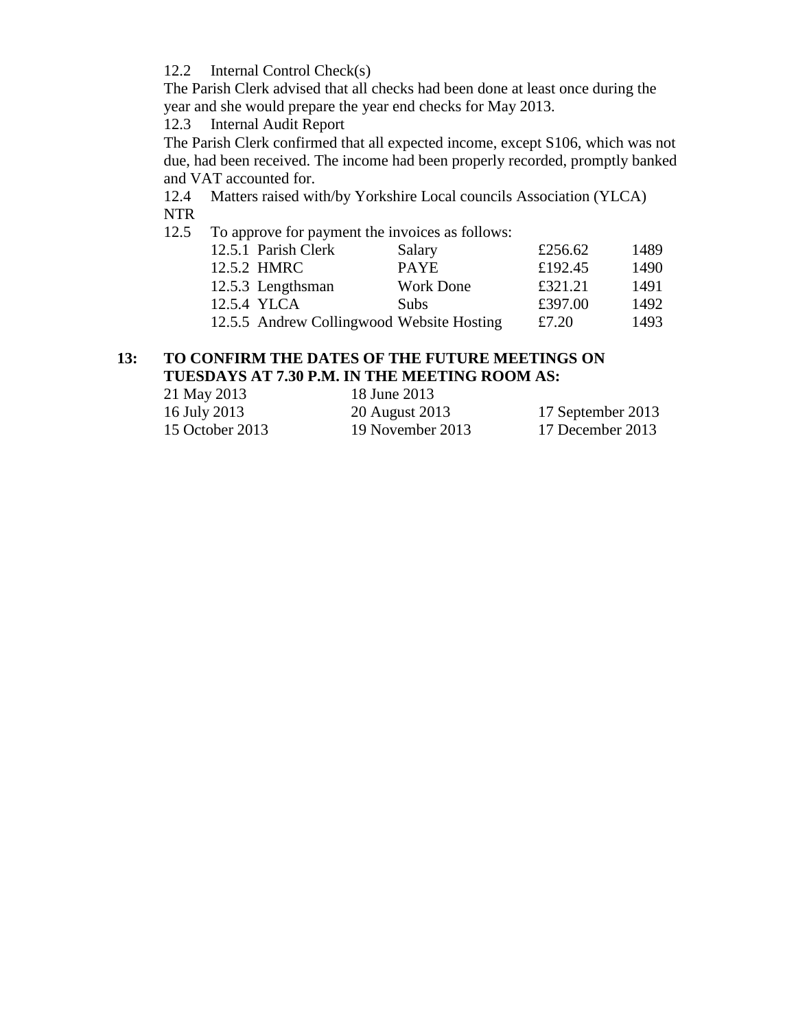12.2 Internal Control Check(s)

The Parish Clerk advised that all checks had been done at least once during the year and she would prepare the year end checks for May 2013.

12.3 Internal Audit Report

The Parish Clerk confirmed that all expected income, except S106, which was not due, had been received. The income had been properly recorded, promptly banked and VAT accounted for.

12.4 Matters raised with/by Yorkshire Local councils Association (YLCA)

NTR

12.5 To approve for payment the invoices as follows:

| | | | | |
|---|---|---|---|---|
| 12.5.1 | Parish Clerk | Salary | £256.62 | 1489 |
| 12.5.2 | HMRC | PAYE | £192.45 | 1490 |
| 12.5.3 | Lengthsman | Work Done | £321.21 | 1491 |
| 12.5.4 | YLCA | Subs | £397.00 | 1492 |
| 12.5.5 | Andrew Collingwood | Website Hosting | £7.20 | 1493 |

## 13: TO CONFIRM THE DATES OF THE FUTURE MEETINGS ON TUESDAYS AT 7.30 P.M. IN THE MEETING ROOM AS:

| | | |
|---|---|---|
| 21 May 2013 | 18 June 2013 | |
| 16 July 2013 | 20 August 2013 | 17 September 2013 |
| 15 October 2013 | 19 November 2013 | 17 December 2013 |